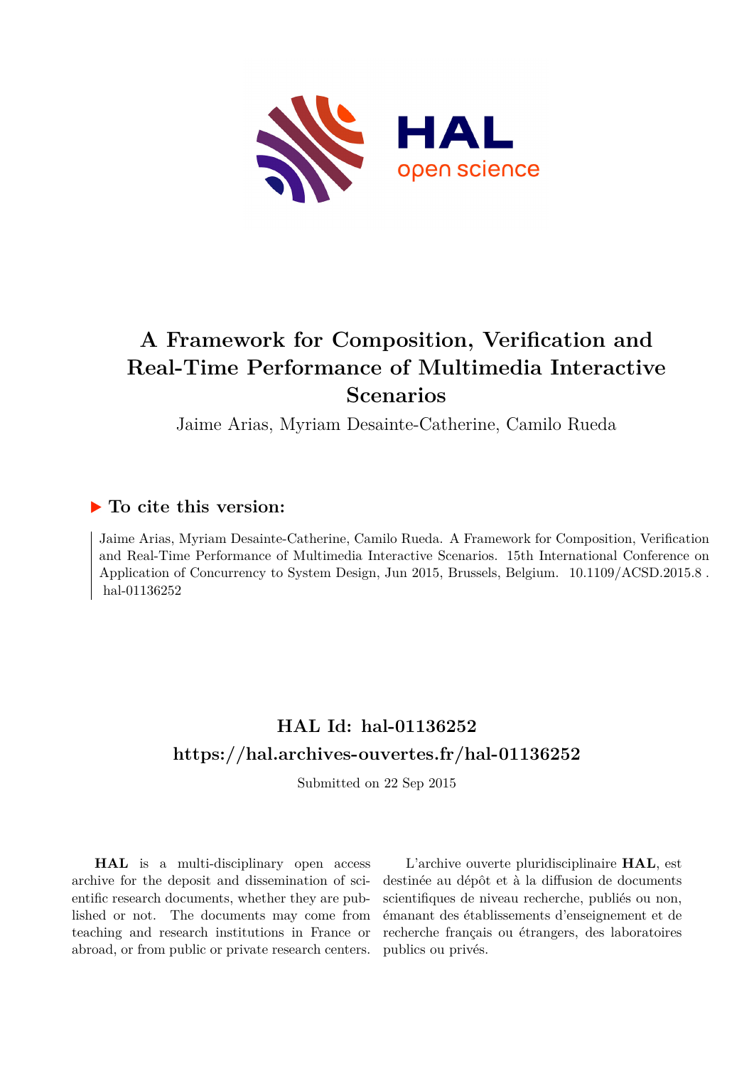HAL open science

# A Framework for Composition, Verification and Real-Time Performance of Multimedia Interactive Scenarios

Jaime Arias, Myriam Desainte-Catherine, Camilo Rueda

## ▶ To cite this version:

Jaime Arias, Myriam Desainte-Catherine, Camilo Rueda. A Framework for Composition, Verification and Real-Time Performance of Multimedia Interactive Scenarios. 15th International Conference on Application of Concurrency to System Design, Jun 2015, Brussels, Belgium. 10.1109/ACSD.2015.8 . hal-01136252

## HAL Id: hal-01136252

## https://hal.archives-ouvertes.fr/hal-01136252

Submitted on 22 Sep 2015

**HAL** is a multi-disciplinary open access archive for the deposit and dissemination of scientific research documents, whether they are published or not. The documents may come from teaching and research institutions in France or abroad, or from public or private research centers.

L'archive ouverte pluridisciplinaire **HAL**, est destinée au dépôt et à la diffusion de documents scientifiques de niveau recherche, publiés ou non, émanant des établissements d'enseignement et de recherche français ou étrangers, des laboratoires publics ou privés.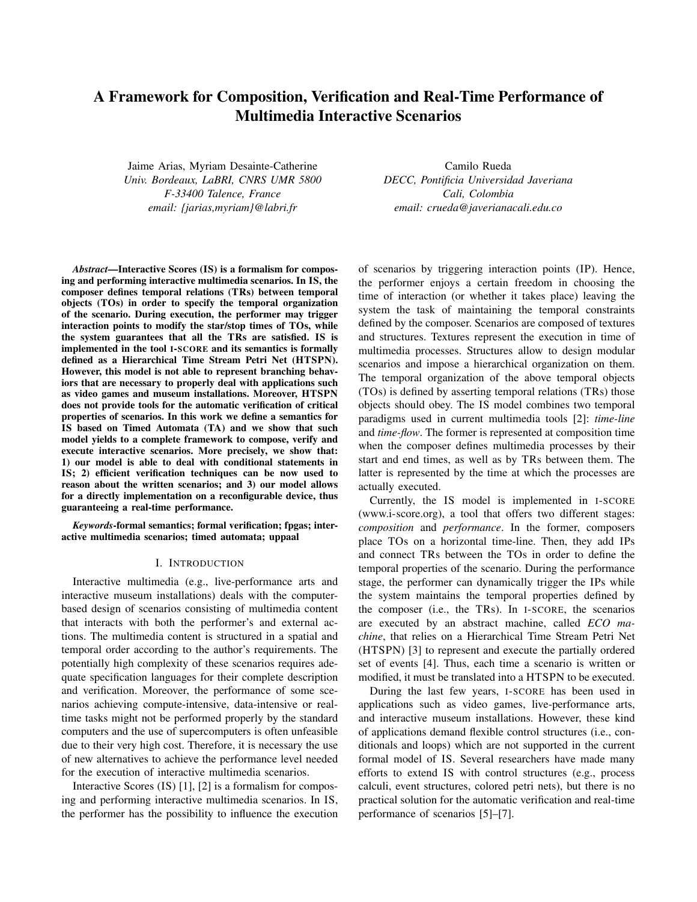# A Framework for Composition, Verification and Real-Time Performance of Multimedia Interactive Scenarios

Jaime Arias, Myriam Desainte-Catherine
*Univ. Bordeaux, LaBRI, CNRS UMR 5800*
*F-33400 Talence, France*
*email: {jarias,myriam}@labri.fr*

Camilo Rueda
*DECC, Pontificia Universidad Javeriana*
*Cali, Colombia*
*email: crueda@javerianacali.edu.co*

***Abstract*—Interactive Scores (IS) is a formalism for composing and performing interactive multimedia scenarios. In IS, the composer defines temporal relations (TRs) between temporal objects (TOs) in order to specify the temporal organization of the scenario. During execution, the performer may trigger interaction points to modify the star/stop times of TOs, while the system guarantees that all the TRs are satisfied. IS is implemented in the tool I-SCORE and its semantics is formally defined as a Hierarchical Time Stream Petri Net (HTSPN). However, this model is not able to represent branching behaviors that are necessary to properly deal with applications such as video games and museum installations. Moreover, HTSPN does not provide tools for the automatic verification of critical properties of scenarios. In this work we define a semantics for IS based on Timed Automata (TA) and we show that such model yields to a complete framework to compose, verify and execute interactive scenarios. More precisely, we show that: 1) our model is able to deal with conditional statements in IS; 2) efficient verification techniques can be now used to reason about the written scenarios; and 3) our model allows for a directly implementation on a reconfigurable device, thus guaranteeing a real-time performance.**

***Keywords*-formal semantics; formal verification; fpgas; interactive multimedia scenarios; timed automata; uppaal**

## I. INTRODUCTION

Interactive multimedia (e.g., live-performance arts and interactive museum installations) deals with the computer-based design of scenarios consisting of multimedia content that interacts with both the performer's and external actions. The multimedia content is structured in a spatial and temporal order according to the author's requirements. The potentially high complexity of these scenarios requires adequate specification languages for their complete description and verification. Moreover, the performance of some scenarios achieving compute-intensive, data-intensive or real-time tasks might not be performed properly by the standard computers and the use of supercomputers is often unfeasible due to their very high cost. Therefore, it is necessary the use of new alternatives to achieve the performance level needed for the execution of interactive multimedia scenarios.

Interactive Scores (IS) [1], [2] is a formalism for composing and performing interactive multimedia scenarios. In IS, the performer has the possibility to influence the execution of scenarios by triggering interaction points (IP). Hence, the performer enjoys a certain freedom in choosing the time of interaction (or whether it takes place) leaving the system the task of maintaining the temporal constraints defined by the composer. Scenarios are composed of textures and structures. Textures represent the execution in time of multimedia processes. Structures allow to design modular scenarios and impose a hierarchical organization on them. The temporal organization of the above temporal objects (TOs) is defined by asserting temporal relations (TRs) those objects should obey. The IS model combines two temporal paradigms used in current multimedia tools [2]: *time-line* and *time-flow*. The former is represented at composition time when the composer defines multimedia processes by their start and end times, as well as by TRs between them. The latter is represented by the time at which the processes are actually executed.

Currently, the IS model is implemented in I-SCORE (www.i-score.org), a tool that offers two different stages: *composition* and *performance*. In the former, composers place TOs on a horizontal time-line. Then, they add IPs and connect TRs between the TOs in order to define the temporal properties of the scenario. During the performance stage, the performer can dynamically trigger the IPs while the system maintains the temporal properties defined by the composer (i.e., the TRs). In I-SCORE, the scenarios are executed by an abstract machine, called *ECO machine*, that relies on a Hierarchical Time Stream Petri Net (HTSPN) [3] to represent and execute the partially ordered set of events [4]. Thus, each time a scenario is written or modified, it must be translated into a HTSPN to be executed.

During the last few years, I-SCORE has been used in applications such as video games, live-performance arts, and interactive museum installations. However, these kind of applications demand flexible control structures (i.e., conditionals and loops) which are not supported in the current formal model of IS. Several researchers have made many efforts to extend IS with control structures (e.g., process calculi, event structures, colored petri nets), but there is no practical solution for the automatic verification and real-time performance of scenarios [5]–[7].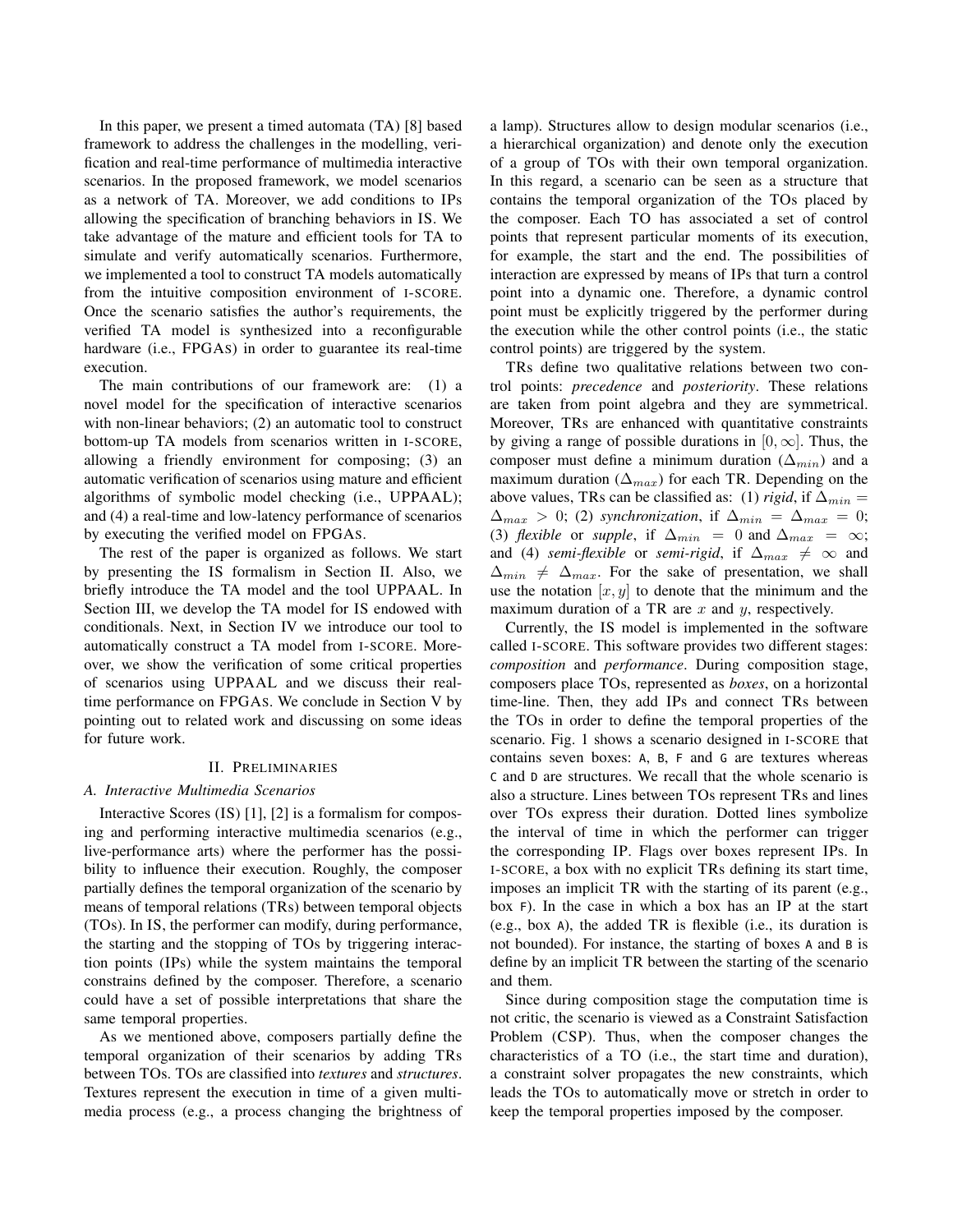In this paper, we present a timed automata (TA) [8] based framework to address the challenges in the modelling, verification and real-time performance of multimedia interactive scenarios. In the proposed framework, we model scenarios as a network of TA. Moreover, we add conditions to IPs allowing the specification of branching behaviors in IS. We take advantage of the mature and efficient tools for TA to simulate and verify automatically scenarios. Furthermore, we implemented a tool to construct TA models automatically from the intuitive composition environment of I-SCORE. Once the scenario satisfies the author's requirements, the verified TA model is synthesized into a reconfigurable hardware (i.e., FPGAS) in order to guarantee its real-time execution.

The main contributions of our framework are: (1) a novel model for the specification of interactive scenarios with non-linear behaviors; (2) an automatic tool to construct bottom-up TA models from scenarios written in I-SCORE, allowing a friendly environment for composing; (3) an automatic verification of scenarios using mature and efficient algorithms of symbolic model checking (i.e., UPPAAL); and (4) a real-time and low-latency performance of scenarios by executing the verified model on FPGAS.

The rest of the paper is organized as follows. We start by presenting the IS formalism in Section II. Also, we briefly introduce the TA model and the tool UPPAAL. In Section III, we develop the TA model for IS endowed with conditionals. Next, in Section IV we introduce our tool to automatically construct a TA model from I-SCORE. Moreover, we show the verification of some critical properties of scenarios using UPPAAL and we discuss their real-time performance on FPGAS. We conclude in Section V by pointing out to related work and discussing on some ideas for future work.

## II. Preliminaries

### A. Interactive Multimedia Scenarios

Interactive Scores (IS) [1], [2] is a formalism for composing and performing interactive multimedia scenarios (e.g., live-performance arts) where the performer has the possibility to influence their execution. Roughly, the composer partially defines the temporal organization of the scenario by means of temporal relations (TRs) between temporal objects (TOs). In IS, the performer can modify, during performance, the starting and the stopping of TOs by triggering interaction points (IPs) while the system maintains the temporal constrains defined by the composer. Therefore, a scenario could have a set of possible interpretations that share the same temporal properties.

As we mentioned above, composers partially define the temporal organization of their scenarios by adding TRs between TOs. TOs are classified into *textures* and *structures*. Textures represent the execution in time of a given multimedia process (e.g., a process changing the brightness of a lamp). Structures allow to design modular scenarios (i.e., a hierarchical organization) and denote only the execution of a group of TOs with their own temporal organization. In this regard, a scenario can be seen as a structure that contains the temporal organization of the TOs placed by the composer. Each TO has associated a set of control points that represent particular moments of its execution, for example, the start and the end. The possibilities of interaction are expressed by means of IPs that turn a control point into a dynamic one. Therefore, a dynamic control point must be explicitly triggered by the performer during the execution while the other control points (i.e., the static control points) are triggered by the system.

TRs define two qualitative relations between two control points: *precedence* and *posteriority*. These relations are taken from point algebra and they are symmetrical. Moreover, TRs are enhanced with quantitative constraints by giving a range of possible durations in $[0, \infty]$. Thus, the composer must define a minimum duration ($\Delta_{min}$) and a maximum duration ($\Delta_{max}$) for each TR. Depending on the above values, TRs can be classified as: (1) *rigid*, if $\Delta_{min} = \Delta_{max} > 0$; (2) *synchronization*, if $\Delta_{min} = \Delta_{max} = 0$; (3) *flexible* or *supple*, if $\Delta_{min} = 0$ and $\Delta_{max} = \infty$; and (4) *semi-flexible* or *semi-rigid*, if $\Delta_{max} \neq \infty$ and $\Delta_{min} \neq \Delta_{max}$. For the sake of presentation, we shall use the notation $[x, y]$ to denote that the minimum and the maximum duration of a TR are $x$ and $y$, respectively.

Currently, the IS model is implemented in the software called I-SCORE. This software provides two different stages: *composition* and *performance*. During composition stage, composers place TOs, represented as *boxes*, on a horizontal time-line. Then, they add IPs and connect TRs between the TOs in order to define the temporal properties of the scenario. Fig. 1 shows a scenario designed in I-SCORE that contains seven boxes: A, B, F and G are textures whereas C and D are structures. We recall that the whole scenario is also a structure. Lines between TOs represent TRs and lines over TOs express their duration. Dotted lines symbolize the interval of time in which the performer can trigger the corresponding IP. Flags over boxes represent IPs. In I-SCORE, a box with no explicit TRs defining its start time, imposes an implicit TR with the starting of its parent (e.g., box F). In the case in which a box has an IP at the start (e.g., box A), the added TR is flexible (i.e., its duration is not bounded). For instance, the starting of boxes A and B is define by an implicit TR between the starting of the scenario and them.

Since during composition stage the computation time is not critic, the scenario is viewed as a Constraint Satisfaction Problem (CSP). Thus, when the composer changes the characteristics of a TO (i.e., the start time and duration), a constraint solver propagates the new constraints, which leads the TOs to automatically move or stretch in order to keep the temporal properties imposed by the composer.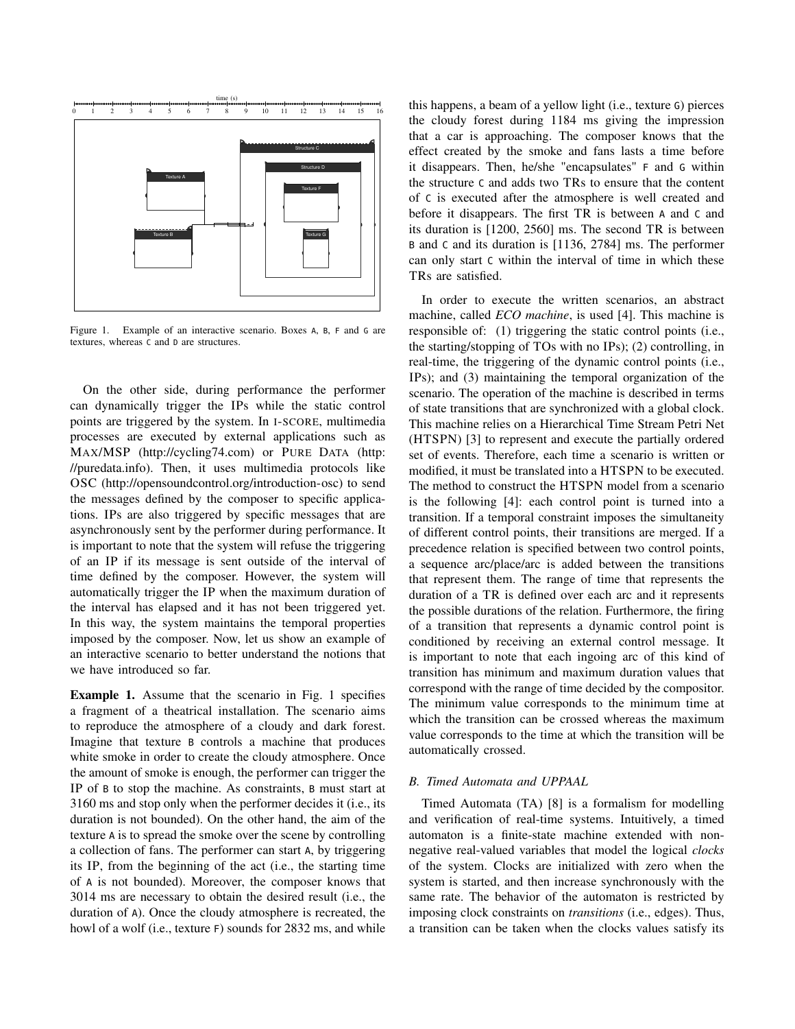time (s)

0 1 2 3 4 5 6 7 8 9 10 11 12 13 14 15 16

Texture A

Texture B

Structure C

Structure D

Texture F

Texture G

Figure 1. Example of an interactive scenario. Boxes A, B, F and G are textures, whereas C and D are structures.

On the other side, during performance the performer can dynamically trigger the IPs while the static control points are triggered by the system. In I-SCORE, multimedia processes are executed by external applications such as MAX/MSP (http://cycling74.com) or PURE DATA (http://puredata.info). Then, it uses multimedia protocols like OSC (http://opensoundcontrol.org/introduction-osc) to send the messages defined by the composer to specific applications. IPs are also triggered by specific messages that are asynchronously sent by the performer during performance. It is important to note that the system will refuse the triggering of an IP if its message is sent outside of the interval of time defined by the composer. However, the system will automatically trigger the IP when the maximum duration of the interval has elapsed and it has not been triggered yet. In this way, the system maintains the temporal properties imposed by the composer. Now, let us show an example of an interactive scenario to better understand the notions that we have introduced so far.

**Example 1.** Assume that the scenario in Fig. 1 specifies a fragment of a theatrical installation. The scenario aims to reproduce the atmosphere of a cloudy and dark forest. Imagine that texture B controls a machine that produces white smoke in order to create the cloudy atmosphere. Once the amount of smoke is enough, the performer can trigger the IP of B to stop the machine. As constraints, B must start at 3160 ms and stop only when the performer decides it (i.e., its duration is not bounded). On the other hand, the aim of the texture A is to spread the smoke over the scene by controlling a collection of fans. The performer can start A, by triggering its IP, from the beginning of the act (i.e., the starting time of A is not bounded). Moreover, the composer knows that 3014 ms are necessary to obtain the desired result (i.e., the duration of A). Once the cloudy atmosphere is recreated, the howl of a wolf (i.e., texture F) sounds for 2832 ms, and while this happens, a beam of a yellow light (i.e., texture G) pierces the cloudy forest during 1184 ms giving the impression that a car is approaching. The composer knows that the effect created by the smoke and fans lasts a time before it disappears. Then, he/she "encapsulates" F and G within the structure C and adds two TRs to ensure that the content of C is executed after the atmosphere is well created and before it disappears. The first TR is between A and C and its duration is [1200, 2560] ms. The second TR is between B and C and its duration is [1136, 2784] ms. The performer can only start C within the interval of time in which these TRs are satisfied.

In order to execute the written scenarios, an abstract machine, called *ECO machine*, is used [4]. This machine is responsible of: (1) triggering the static control points (i.e., the starting/stopping of TOs with no IPs); (2) controlling, in real-time, the triggering of the dynamic control points (i.e., IPs); and (3) maintaining the temporal organization of the scenario. The operation of the machine is described in terms of state transitions that are synchronized with a global clock. This machine relies on a Hierarchical Time Stream Petri Net (HTSPN) [3] to represent and execute the partially ordered set of events. Therefore, each time a scenario is written or modified, it must be translated into a HTSPN to be executed. The method to construct the HTSPN model from a scenario is the following [4]: each control point is turned into a transition. If a temporal constraint imposes the simultaneity of different control points, their transitions are merged. If a precedence relation is specified between two control points, a sequence arc/place/arc is added between the transitions that represent them. The range of time that represents the duration of a TR is defined over each arc and it represents the possible durations of the relation. Furthermore, the firing of a transition that represents a dynamic control point is conditioned by receiving an external control message. It is important to note that each ingoing arc of this kind of transition has minimum and maximum duration values that correspond with the range of time decided by the compositor. The minimum value corresponds to the minimum time at which the transition can be crossed whereas the maximum value corresponds to the time at which the transition will be automatically crossed.

### B. Timed Automata and UPPAAL

Timed Automata (TA) [8] is a formalism for modelling and verification of real-time systems. Intuitively, a timed automaton is a finite-state machine extended with non-negative real-valued variables that model the logical *clocks* of the system. Clocks are initialized with zero when the system is started, and then increase synchronously with the same rate. The behavior of the automaton is restricted by imposing clock constraints on *transitions* (i.e., edges). Thus, a transition can be taken when the clocks values satisfy its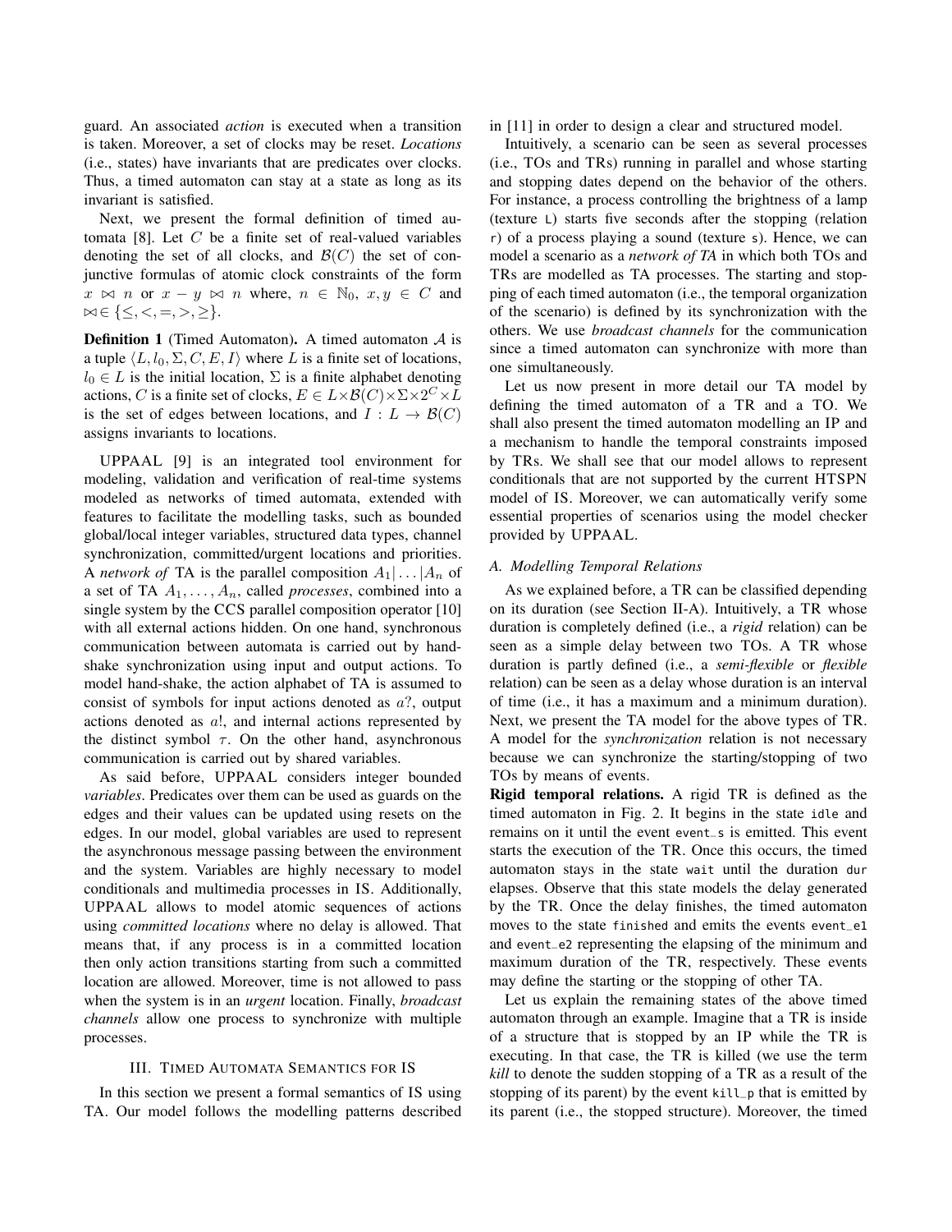guard. An associated *action* is executed when a transition is taken. Moreover, a set of clocks may be reset. *Locations* (i.e., states) have invariants that are predicates over clocks. Thus, a timed automaton can stay at a state as long as its invariant is satisfied.

Next, we present the formal definition of timed automata [8]. Let $C$ be a finite set of real-valued variables denoting the set of all clocks, and $\mathcal{B}(C)$ the set of conjunctive formulas of atomic clock constraints of the form $x \bowtie n$ or $x - y \bowtie n$ where, $n \in \mathbb{N}_0$, $x, y \in C$ and $\bowtie \in \{\leq, <, =, >, \geq\}$.

**Definition 1** (Timed Automaton)**.** A timed automaton $\mathcal{A}$ is a tuple $\langle L, l_0, \Sigma, C, E, I\rangle$ where $L$ is a finite set of locations, $l_0 \in L$ is the initial location, $\Sigma$ is a finite alphabet denoting actions, $C$ is a finite set of clocks, $E \in L \times \mathcal{B}(C) \times \Sigma \times 2^C \times L$ is the set of edges between locations, and $I : L \to \mathcal{B}(C)$ assigns invariants to locations.

UPPAAL [9] is an integrated tool environment for modeling, validation and verification of real-time systems modeled as networks of timed automata, extended with features to facilitate the modelling tasks, such as bounded global/local integer variables, structured data types, channel synchronization, committed/urgent locations and priorities. A *network of* TA is the parallel composition $A_1 | \ldots | A_n$ of a set of TA $A_1, \ldots, A_n$, called *processes*, combined into a single system by the CCS parallel composition operator [10] with all external actions hidden. On one hand, synchronous communication between automata is carried out by handshake synchronization using input and output actions. To model hand-shake, the action alphabet of TA is assumed to consist of symbols for input actions denoted as $a?$, output actions denoted as $a!$, and internal actions represented by the distinct symbol $\tau$. On the other hand, asynchronous communication is carried out by shared variables.

As said before, UPPAAL considers integer bounded *variables*. Predicates over them can be used as guards on the edges and their values can be updated using resets on the edges. In our model, global variables are used to represent the asynchronous message passing between the environment and the system. Variables are highly necessary to model conditionals and multimedia processes in IS. Additionally, UPPAAL allows to model atomic sequences of actions using *committed locations* where no delay is allowed. That means that, if any process is in a committed location then only action transitions starting from such a committed location are allowed. Moreover, time is not allowed to pass when the system is in an *urgent* location. Finally, *broadcast channels* allow one process to synchronize with multiple processes.

## III. Timed Automata Semantics for IS

In this section we present a formal semantics of IS using TA. Our model follows the modelling patterns described in [11] in order to design a clear and structured model.

Intuitively, a scenario can be seen as several processes (i.e., TOs and TRs) running in parallel and whose starting and stopping dates depend on the behavior of the others. For instance, a process controlling the brightness of a lamp (texture `L`) starts five seconds after the stopping (relation `r`) of a process playing a sound (texture `s`). Hence, we can model a scenario as a *network of TA* in which both TOs and TRs are modelled as TA processes. The starting and stopping of each timed automaton (i.e., the temporal organization of the scenario) is defined by its synchronization with the others. We use *broadcast channels* for the communication since a timed automaton can synchronize with more than one simultaneously.

Let us now present in more detail our TA model by defining the timed automaton of a TR and a TO. We shall also present the timed automaton modelling an IP and a mechanism to handle the temporal constraints imposed by TRs. We shall see that our model allows to represent conditionals that are not supported by the current HTSPN model of IS. Moreover, we can automatically verify some essential properties of scenarios using the model checker provided by UPPAAL.

### A. Modelling Temporal Relations

As we explained before, a TR can be classified depending on its duration (see Section II-A). Intuitively, a TR whose duration is completely defined (i.e., a *rigid* relation) can be seen as a simple delay between two TOs. A TR whose duration is partly defined (i.e., a *semi-flexible* or *flexible* relation) can be seen as a delay whose duration is an interval of time (i.e., it has a maximum and a minimum duration). Next, we present the TA model for the above types of TR. A model for the *synchronization* relation is not necessary because we can synchronize the starting/stopping of two TOs by means of events.

**Rigid temporal relations.** A rigid TR is defined as the timed automaton in Fig. 2. It begins in the state `idle` and remains on it until the event `event_s` is emitted. This event starts the execution of the TR. Once this occurs, the timed automaton stays in the state `wait` until the duration `dur` elapses. Observe that this state models the delay generated by the TR. Once the delay finishes, the timed automaton moves to the state `finished` and emits the events `event_e1` and `event_e2` representing the elapsing of the minimum and maximum duration of the TR, respectively. These events may define the starting or the stopping of other TA.

Let us explain the remaining states of the above timed automaton through an example. Imagine that a TR is inside of a structure that is stopped by an IP while the TR is executing. In that case, the TR is killed (we use the term *kill* to denote the sudden stopping of a TR as a result of the stopping of its parent) by the event `kill_p` that is emitted by its parent (i.e., the stopped structure). Moreover, the timed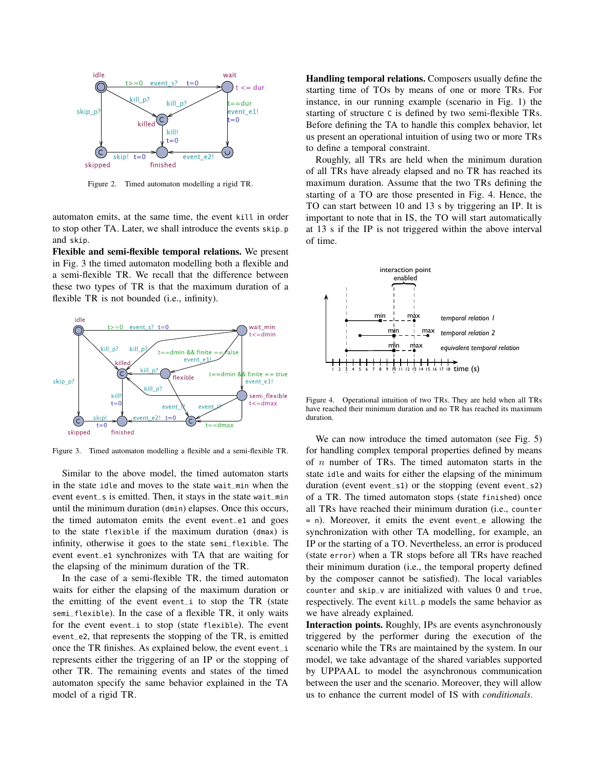idle

t>=0 event_s? t=0

wait

t <= dur

kill_p?

kill_p?

skip_p?

t==dur
event_e1!
t=0

killed

kill!
t=0

skipped

skip! t=0

finished

event_e2!

Figure 2. Timed automaton modelling a rigid TR.

automaton emits, at the same time, the event `kill` in order to stop other TA. Later, we shall introduce the events `skip_p` and `skip`.

**Flexible and semi-flexible temporal relations.** We present in Fig. 3 the timed automaton modelling both a flexible and a semi-flexible TR. We recall that the difference between these two types of TR is that the maximum duration of a flexible TR is not bounded (i.e., infinity).

idle

t>=0 event_s? t=0

wait_min
t<=dmin

kill_p?

kill_p?

t==dmin && finite == false
event_e1!

killed

kill_p?

flexible

t==dmin && finite == true
event_e1!

skip_p?

kill_p?

semi_flexible
t<=dmax

kill!
t=0

event_i?

event_i?

skip!
t=0

event_e2! t=0

t==dmax

skipped

finished

Figure 3. Timed automaton modelling a flexible and a semi-flexible TR.

Similar to the above model, the timed automaton starts in the state `idle` and moves to the state `wait_min` when the event `event_s` is emitted. Then, it stays in the state `wait_min` until the minimum duration (`dmin`) elapses. Once this occurs, the timed automaton emits the event `event_e1` and goes to the state `flexible` if the maximum duration (`dmax`) is infinity, otherwise it goes to the state `semi_flexible`. The event `event_e1` synchronizes with TA that are waiting for the elapsing of the minimum duration of the TR.

In the case of a semi-flexible TR, the timed automaton waits for either the elapsing of the maximum duration or the emitting of the event `event_i` to stop the TR (state `semi_flexible`). In the case of a flexible TR, it only waits for the event `event_i` to stop (state `flexible`). The event `event_e2`, that represents the stopping of the TR, is emitted once the TR finishes. As explained below, the event `event_i` represents either the triggering of an IP or the stopping of other TR. The remaining events and states of the timed automaton specify the same behavior explained in the TA model of a rigid TR.

**Handling temporal relations.** Composers usually define the starting time of TOs by means of one or more TRs. For instance, in our running example (scenario in Fig. 1) the starting of structure `C` is defined by two semi-flexible TRs. Before defining the TA to handle this complex behavior, let us present an operational intuition of using two or more TRs to define a temporal constraint.

Roughly, all TRs are held when the minimum duration of all TRs have already elapsed and no TR has reached its maximum duration. Assume that the two TRs defining the starting of a TO are those presented in Fig. 4. Hence, the TO can start between 10 and 13 s by triggering an IP. It is important to note that in IS, the TO will start automatically at 13 s if the IP is not triggered within the above interval of time.

interaction point
enabled

min max temporal relation 1

min max temporal relation 2

min max equivalent temporal relation

1 2 3 4 5 6 7 8 9 10 11 12 13 14 15 16 17 18 time (s)

Figure 4. Operational intuition of two TRs. They are held when all TRs have reached their minimum duration and no TR has reached its maximum duration.

We can now introduce the timed automaton (see Fig. 5) for handling complex temporal properties defined by means of $n$ number of TRs. The timed automaton starts in the state `idle` and waits for either the elapsing of the minimum duration (event `event_s1`) or the stopping (event `event_s2`) of a TR. The timed automaton stops (state `finished`) once all TRs have reached their minimum duration (i.e., `counter = n`). Moreover, it emits the event `event_e` allowing the synchronization with other TA modelling, for example, an IP or the starting of a TO. Nevertheless, an error is produced (state `error`) when a TR stops before all TRs have reached their minimum duration (i.e., the temporal property defined by the composer cannot be satisfied). The local variables `counter` and `skip_v` are initialized with values 0 and `true`, respectively. The event `kill_p` models the same behavior as we have already explained.

**Interaction points.** Roughly, IPs are events asynchronously triggered by the performer during the execution of the scenario while the TRs are maintained by the system. In our model, we take advantage of the shared variables supported by UPPAAL to model the asynchronous communication between the user and the scenario. Moreover, they will allow us to enhance the current model of IS with *conditionals*.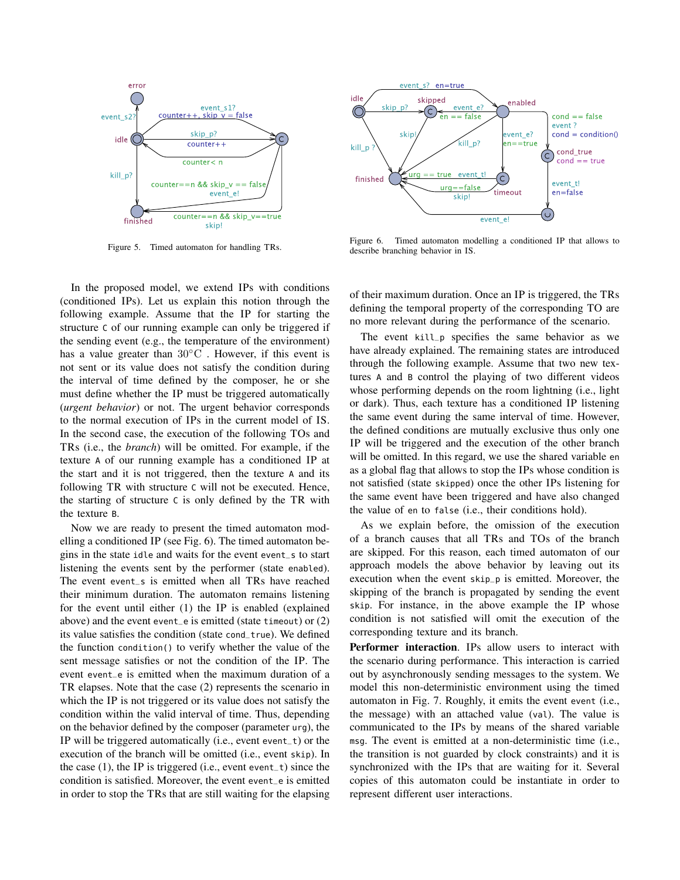error

event_s2?

idle

kill_p?

finished

event_s1?
counter++, skip_v = false

skip_p?
counter++

counter< n

counter==n && skip_v == false
event_e!

counter==n && skip_v==true
skip!

Figure 5. Timed automaton for handling TRs.

event_s? en=true

idle

skip_p?

skipped

event_e?
en == false

enabled

cond == false
event ?
cond = condition()

skip!

kill_p?

event_e?
en==true

cond_true
cond == true

kill_p ?

finished

urg == true event_t!

urg==false
skip!

timeout

event_t!
en=false

event_e!

Figure 6. Timed automaton modelling a conditioned IP that allows to describe branching behavior in IS.

In the proposed model, we extend IPs with conditions (conditioned IPs). Let us explain this notion through the following example. Assume that the IP for starting the structure C of our running example can only be triggered if the sending event (e.g., the temperature of the environment) has a value greater than $30°C$ . However, if this event is not sent or its value does not satisfy the condition during the interval of time defined by the composer, he or she must define whether the IP must be triggered automatically (*urgent behavior*) or not. The urgent behavior corresponds to the normal execution of IPs in the current model of IS. In the second case, the execution of the following TOs and TRs (i.e., the *branch*) will be omitted. For example, if the texture A of our running example has a conditioned IP at the start and it is not triggered, then the texture A and its following TR with structure C will not be executed. Hence, the starting of structure C is only defined by the TR with the texture B.

Now we are ready to present the timed automaton modelling a conditioned IP (see Fig. 6). The timed automaton begins in the state idle and waits for the event event_s to start listening the events sent by the performer (state enabled). The event event_s is emitted when all TRs have reached their minimum duration. The automaton remains listening for the event until either (1) the IP is enabled (explained above) and the event event_e is emitted (state timeout) or (2) its value satisfies the condition (state cond_true). We defined the function condition() to verify whether the value of the sent message satisfies or not the condition of the IP. The event event_e is emitted when the maximum duration of a TR elapses. Note that the case (2) represents the scenario in which the IP is not triggered or its value does not satisfy the condition within the valid interval of time. Thus, depending on the behavior defined by the composer (parameter urg), the IP will be triggered automatically (i.e., event event_t) or the execution of the branch will be omitted (i.e., event skip). In the case (1), the IP is triggered (i.e., event event_t) since the condition is satisfied. Moreover, the event event_e is emitted in order to stop the TRs that are still waiting for the elapsing of their maximum duration. Once an IP is triggered, the TRs defining the temporal property of the corresponding TO are no more relevant during the performance of the scenario.

The event kill_p specifies the same behavior as we have already explained. The remaining states are introduced through the following example. Assume that two new textures A and B control the playing of two different videos whose performing depends on the room lightning (i.e., light or dark). Thus, each texture has a conditioned IP listening the same event during the same interval of time. However, the defined conditions are mutually exclusive thus only one IP will be triggered and the execution of the other branch will be omitted. In this regard, we use the shared variable en as a global flag that allows to stop the IPs whose condition is not satisfied (state skipped) once the other IPs listening for the same event have been triggered and have also changed the value of en to false (i.e., their conditions hold).

As we explain before, the omission of the execution of a branch causes that all TRs and TOs of the branch are skipped. For this reason, each timed automaton of our approach models the above behavior by leaving out its execution when the event skip_p is emitted. Moreover, the skipping of the branch is propagated by sending the event skip. For instance, in the above example the IP whose condition is not satisfied will omit the execution of the corresponding texture and its branch.

**Performer interaction**. IPs allow users to interact with the scenario during performance. This interaction is carried out by asynchronously sending messages to the system. We model this non-deterministic environment using the timed automaton in Fig. 7. Roughly, it emits the event event (i.e., the message) with an attached value (val). The value is communicated to the IPs by means of the shared variable msg. The event is emitted at a non-deterministic time (i.e., the transition is not guarded by clock constraints) and it is synchronized with the IPs that are waiting for it. Several copies of this automaton could be instantiate in order to represent different user interactions.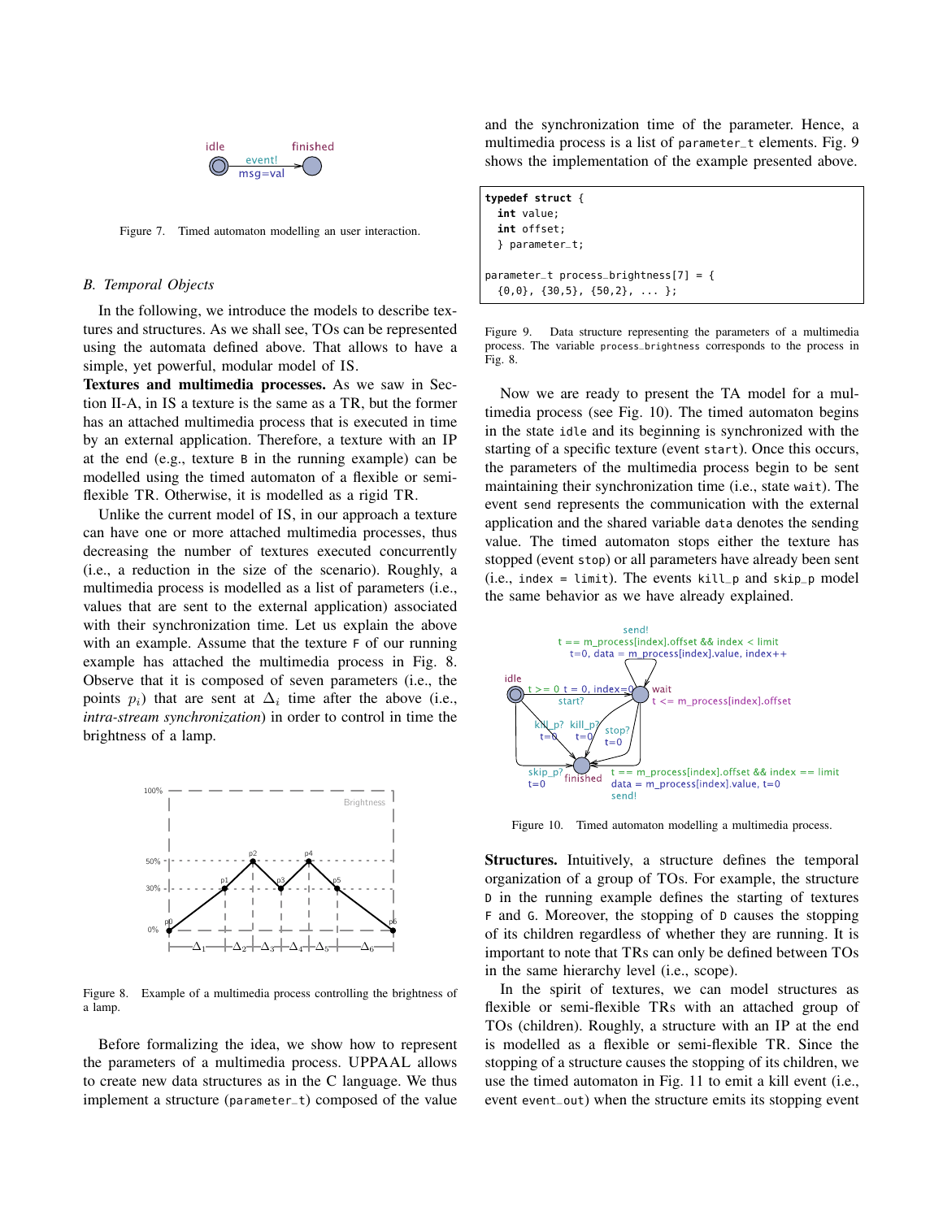idle

event!

msg=val

finished

Figure 7. Timed automaton modelling an user interaction.

### B. Temporal Objects

In the following, we introduce the models to describe textures and structures. As we shall see, TOs can be represented using the automata defined above. That allows to have a simple, yet powerful, modular model of IS.

**Textures and multimedia processes.** As we saw in Section II-A, in IS a texture is the same as a TR, but the former has an attached multimedia process that is executed in time by an external application. Therefore, a texture with an IP at the end (e.g., texture `B` in the running example) can be modelled using the timed automaton of a flexible or semi-flexible TR. Otherwise, it is modelled as a rigid TR.

Unlike the current model of IS, in our approach a texture can have one or more attached multimedia processes, thus decreasing the number of textures executed concurrently (i.e., a reduction in the size of the scenario). Roughly, a multimedia process is modelled as a list of parameters (i.e., values that are sent to the external application) associated with their synchronization time. Let us explain the above with an example. Assume that the texture `F` of our running example has attached the multimedia process in Fig. 8. Observe that it is composed of seven parameters (i.e., the points $p_i$) that are sent at $\Delta_i$ time after the above (i.e., *intra-stream synchronization*) in order to control in time the brightness of a lamp.

100%

Brightness

50%

30%

0%

p0

p1

p2

p3

p4

p5

p6

$\Delta_1$ $\Delta_2$ $\Delta_3$ $\Delta_4$ $\Delta_5$ $\Delta_6$

Figure 8. Example of a multimedia process controlling the brightness of a lamp.

Before formalizing the idea, we show how to represent the parameters of a multimedia process. UPPAAL allows to create new data structures as in the C language. We thus implement a structure (`parameter_t`) composed of the value and the synchronization time of the parameter. Hence, a multimedia process is a list of `parameter_t` elements. Fig. 9 shows the implementation of the example presented above.

```
typedef struct {
  int value;
  int offset;
  } parameter_t;

parameter_t process_brightness[7] = {
  {0,0}, {30,5}, {50,2}, ... };
```

Figure 9. Data structure representing the parameters of a multimedia process. The variable `process_brightness` corresponds to the process in Fig. 8.

Now we are ready to present the TA model for a multimedia process (see Fig. 10). The timed automaton begins in the state `idle` and its beginning is synchronized with the starting of a specific texture (event `start`). Once this occurs, the parameters of the multimedia process begin to be sent maintaining their synchronization time (i.e., state `wait`). The event `send` represents the communication with the external application and the shared variable `data` denotes the sending value. The timed automaton stops either the texture has stopped (event `stop`) or all parameters have already been sent (i.e., `index = limit`). The events `kill_p` and `skip_p` model the same behavior as we have already explained.

send!

t == m_process[index].offset && index < limit

t=0, data = m_process[index].value, index++

idle

t >= 0 t = 0, index=0

start?

wait

t <= m_process[index].offset

kill_p? kill_p?

t=0 t=0

stop?

t=0

skip_p?

t=0

finished

t == m_process[index].offset && index == limit

data = m_process[index].value, t=0

send!

Figure 10. Timed automaton modelling a multimedia process.

**Structures.** Intuitively, a structure defines the temporal organization of a group of TOs. For example, the structure `D` in the running example defines the starting of textures `F` and `G`. Moreover, the stopping of `D` causes the stopping of its children regardless of whether they are running. It is important to note that TRs can only be defined between TOs in the same hierarchy level (i.e., scope).

In the spirit of textures, we can model structures as flexible or semi-flexible TRs with an attached group of TOs (children). Roughly, a structure with an IP at the end is modelled as a flexible or semi-flexible TR. Since the stopping of a structure causes the stopping of its children, we use the timed automaton in Fig. 11 to emit a kill event (i.e., event `event_out`) when the structure emits its stopping event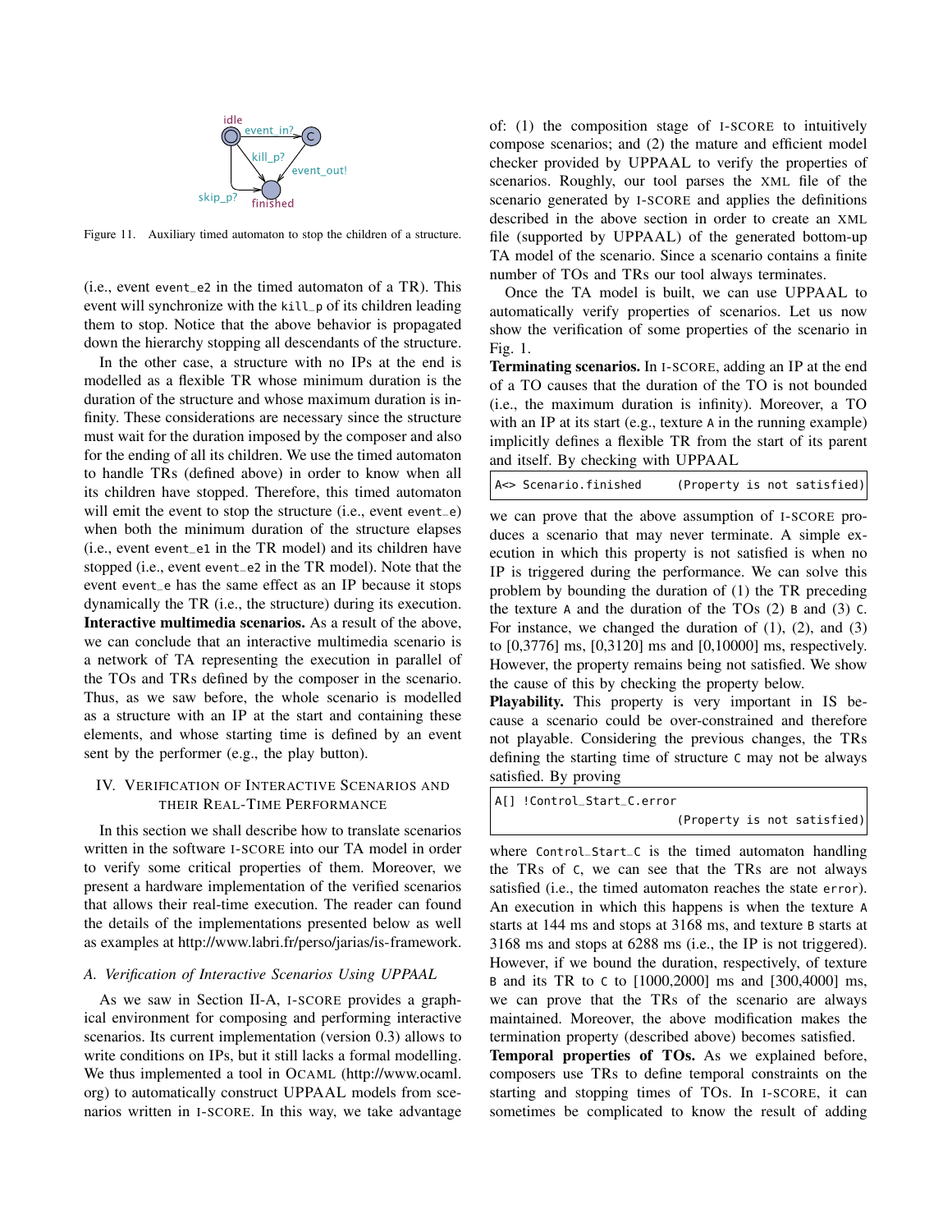idle

event_in?

C

kill_p?

event_out!

skip_p?

finished

Figure 11. Auxiliary timed automaton to stop the children of a structure.

(i.e., event `event_e2` in the timed automaton of a TR). This event will synchronize with the `kill_p` of its children leading them to stop. Notice that the above behavior is propagated down the hierarchy stopping all descendants of the structure.

In the other case, a structure with no IPs at the end is modelled as a flexible TR whose minimum duration is the duration of the structure and whose maximum duration is infinity. These considerations are necessary since the structure must wait for the duration imposed by the composer and also for the ending of all its children. We use the timed automaton to handle TRs (defined above) in order to know when all its children have stopped. Therefore, this timed automaton will emit the event to stop the structure (i.e., event `event_e`) when both the minimum duration of the structure elapses (i.e., event `event_e1` in the TR model) and its children have stopped (i.e., event `event_e2` in the TR model). Note that the event `event_e` has the same effect as an IP because it stops dynamically the TR (i.e., the structure) during its execution.

**Interactive multimedia scenarios.** As a result of the above, we can conclude that an interactive multimedia scenario is a network of TA representing the execution in parallel of the TOs and TRs defined by the composer in the scenario. Thus, as we saw before, the whole scenario is modelled as a structure with an IP at the start and containing these elements, and whose starting time is defined by an event sent by the performer (e.g., the play button).

## IV. Verification of Interactive Scenarios and their Real-Time Performance

In this section we shall describe how to translate scenarios written in the software I-SCORE into our TA model in order to verify some critical properties of them. Moreover, we present a hardware implementation of the verified scenarios that allows their real-time execution. The reader can found the details of the implementations presented below as well as examples at http://www.labri.fr/perso/jarias/is-framework.

### A. Verification of Interactive Scenarios Using UPPAAL

As we saw in Section II-A, I-SCORE provides a graphical environment for composing and performing interactive scenarios. Its current implementation (version 0.3) allows to write conditions on IPs, but it still lacks a formal modelling. We thus implemented a tool in OCAML (http://www.ocaml.org) to automatically construct UPPAAL models from scenarios written in I-SCORE. In this way, we take advantage of: (1) the composition stage of I-SCORE to intuitively compose scenarios; and (2) the mature and efficient model checker provided by UPPAAL to verify the properties of scenarios. Roughly, our tool parses the XML file of the scenario generated by I-SCORE and applies the definitions described in the above section in order to create an XML file (supported by UPPAAL) of the generated bottom-up TA model of the scenario. Since a scenario contains a finite number of TOs and TRs our tool always terminates.

Once the TA model is built, we can use UPPAAL to automatically verify properties of scenarios. Let us now show the verification of some properties of the scenario in Fig. 1.

**Terminating scenarios.** In I-SCORE, adding an IP at the end of a TO causes that the duration of the TO is not bounded (i.e., the maximum duration is infinity). Moreover, a TO with an IP at its start (e.g., texture `A` in the running example) implicitly defines a flexible TR from the start of its parent and itself. By checking with UPPAAL

```
A<> Scenario.finished     (Property is not satisfied)
```

we can prove that the above assumption of I-SCORE produces a scenario that may never terminate. A simple execution in which this property is not satisfied is when no IP is triggered during the performance. We can solve this problem by bounding the duration of (1) the TR preceding the texture `A` and the duration of the TOs (2) `B` and (3) `C`. For instance, we changed the duration of (1), (2), and (3) to [0,3776] ms, [0,3120] ms and [0,10000] ms, respectively. However, the property remains being not satisfied. We show the cause of this by checking the property below.

**Playability.** This property is very important in IS because a scenario could be over-constrained and therefore not playable. Considering the previous changes, the TRs defining the starting time of structure `C` may not be always satisfied. By proving

```
A[] !Control_Start_C.error
                          (Property is not satisfied)
```

where `Control_Start_C` is the timed automaton handling the TRs of `C`, we can see that the TRs are not always satisfied (i.e., the timed automaton reaches the state `error`). An execution in which this happens is when the texture `A` starts at 144 ms and stops at 3168 ms, and texture `B` starts at 3168 ms and stops at 6288 ms (i.e., the IP is not triggered). However, if we bound the duration, respectively, of texture `B` and its TR to `C` to [1000,2000] ms and [300,4000] ms, we can prove that the TRs of the scenario are always maintained. Moreover, the above modification makes the termination property (described above) becomes satisfied.

**Temporal properties of TOs.** As we explained before, composers use TRs to define temporal constraints on the starting and stopping times of TOs. In I-SCORE, it can sometimes be complicated to know the result of adding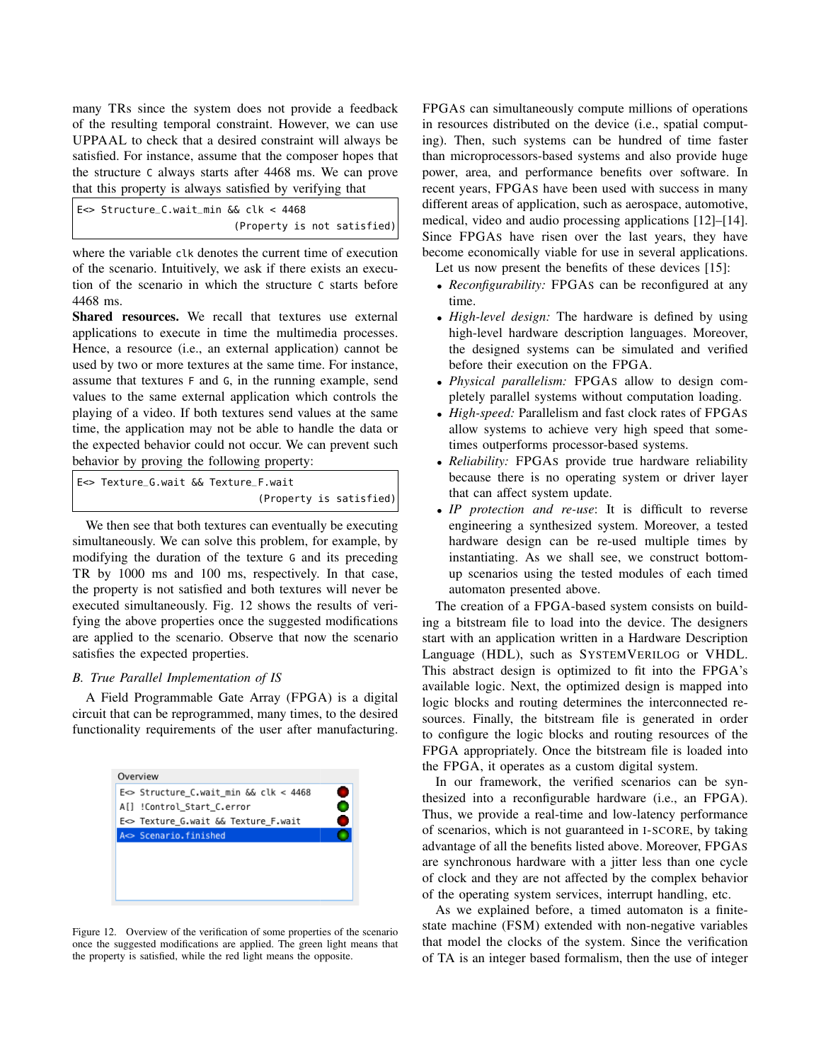many TRs since the system does not provide a feedback of the resulting temporal constraint. However, we can use UPPAAL to check that a desired constraint will always be satisfied. For instance, assume that the composer hopes that the structure C always starts after 4468 ms. We can prove that this property is always satisfied by verifying that

```
E<> Structure_C.wait_min && clk < 4468
                        (Property is not satisfied)
```

where the variable clk denotes the current time of execution of the scenario. Intuitively, we ask if there exists an execution of the scenario in which the structure C starts before 4468 ms.

**Shared resources.** We recall that textures use external applications to execute in time the multimedia processes. Hence, a resource (i.e., an external application) cannot be used by two or more textures at the same time. For instance, assume that textures F and G, in the running example, send values to the same external application which controls the playing of a video. If both textures send values at the same time, the application may not be able to handle the data or the expected behavior could not occur. We can prevent such behavior by proving the following property:

```
E<> Texture_G.wait && Texture_F.wait
                            (Property is satisfied)
```

We then see that both textures can eventually be executing simultaneously. We can solve this problem, for example, by modifying the duration of the texture G and its preceding TR by 1000 ms and 100 ms, respectively. In that case, the property is not satisfied and both textures will never be executed simultaneously. Fig. 12 shows the results of verifying the above properties once the suggested modifications are applied to the scenario. Observe that now the scenario satisfies the expected properties.

### B. True Parallel Implementation of IS

A Field Programmable Gate Array (FPGA) is a digital circuit that can be reprogrammed, many times, to the desired functionality requirements of the user after manufacturing.

Overview
E<> Structure_C.wait_min && clk < 4468
A[] !Control_Start_C.error
E<> Texture_G.wait && Texture_F.wait
A<> Scenario.finished

Figure 12. Overview of the verification of some properties of the scenario once the suggested modifications are applied. The green light means that the property is satisfied, while the red light means the opposite.

FPGAs can simultaneously compute millions of operations in resources distributed on the device (i.e., spatial computing). Then, such systems can be hundred of time faster than microprocessors-based systems and also provide huge power, area, and performance benefits over software. In recent years, FPGAs have been used with success in many different areas of application, such as aerospace, automotive, medical, video and audio processing applications [12]–[14]. Since FPGAs have risen over the last years, they have become economically viable for use in several applications.

Let us now present the benefits of these devices [15]:

- *Reconfigurability:* FPGAs can be reconfigured at any time.
- *High-level design:* The hardware is defined by using high-level hardware description languages. Moreover, the designed systems can be simulated and verified before their execution on the FPGA.
- *Physical parallelism:* FPGAs allow to design completely parallel systems without computation loading.
- *High-speed:* Parallelism and fast clock rates of FPGAs allow systems to achieve very high speed that sometimes outperforms processor-based systems.
- *Reliability:* FPGAs provide true hardware reliability because there is no operating system or driver layer that can affect system update.
- *IP protection and re-use*: It is difficult to reverse engineering a synthesized system. Moreover, a tested hardware design can be re-used multiple times by instantiating. As we shall see, we construct bottom-up scenarios using the tested modules of each timed automaton presented above.

The creation of a FPGA-based system consists on building a bitstream file to load into the device. The designers start with an application written in a Hardware Description Language (HDL), such as SystemVerilog or VHDL. This abstract design is optimized to fit into the FPGA's available logic. Next, the optimized design is mapped into logic blocks and routing determines the interconnected resources. Finally, the bitstream file is generated in order to configure the logic blocks and routing resources of the FPGA appropriately. Once the bitstream file is loaded into the FPGA, it operates as a custom digital system.

In our framework, the verified scenarios can be synthesized into a reconfigurable hardware (i.e., an FPGA). Thus, we provide a real-time and low-latency performance of scenarios, which is not guaranteed in i-score, by taking advantage of all the benefits listed above. Moreover, FPGAs are synchronous hardware with a jitter less than one cycle of clock and they are not affected by the complex behavior of the operating system services, interrupt handling, etc.

As we explained before, a timed automaton is a finite-state machine (FSM) extended with non-negative variables that model the clocks of the system. Since the verification of TA is an integer based formalism, then the use of integer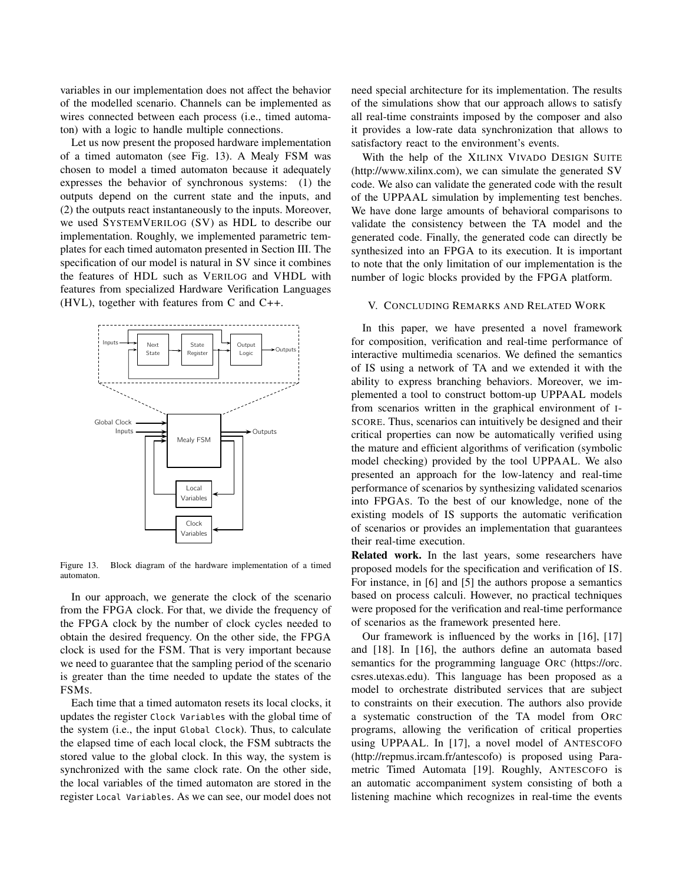variables in our implementation does not affect the behavior of the modelled scenario. Channels can be implemented as wires connected between each process (i.e., timed automaton) with a logic to handle multiple connections.

Let us now present the proposed hardware implementation of a timed automaton (see Fig. 13). A Mealy FSM was chosen to model a timed automaton because it adequately expresses the behavior of synchronous systems: (1) the outputs depend on the current state and the inputs, and (2) the outputs react instantaneously to the inputs. Moreover, we used SYSTEMVERILOG (SV) as HDL to describe our implementation. Roughly, we implemented parametric templates for each timed automaton presented in Section III. The specification of our model is natural in SV since it combines the features of HDL such as VERILOG and VHDL with features from specialized Hardware Verification Languages (HVL), together with features from C and C++.

Inputs
Next State
State Register
Output Logic
Outputs
Global Clock
Inputs
Mealy FSM
Outputs
Local Variables
Clock Variables

Figure 13. Block diagram of the hardware implementation of a timed automaton.

In our approach, we generate the clock of the scenario from the FPGA clock. For that, we divide the frequency of the FPGA clock by the number of clock cycles needed to obtain the desired frequency. On the other side, the FPGA clock is used for the FSM. That is very important because we need to guarantee that the sampling period of the scenario is greater than the time needed to update the states of the FSMS.

Each time that a timed automaton resets its local clocks, it updates the register `Clock Variables` with the global time of the system (i.e., the input `Global Clock`). Thus, to calculate the elapsed time of each local clock, the FSM subtracts the stored value to the global clock. In this way, the system is synchronized with the same clock rate. On the other side, the local variables of the timed automaton are stored in the register `Local Variables`. As we can see, our model does not need special architecture for its implementation. The results of the simulations show that our approach allows to satisfy all real-time constraints imposed by the composer and also it provides a low-rate data synchronization that allows to satisfactory react to the environment's events.

With the help of the XILINX VIVADO DESIGN SUITE (http://www.xilinx.com), we can simulate the generated SV code. We also can validate the generated code with the result of the UPPAAL simulation by implementing test benches. We have done large amounts of behavioral comparisons to validate the consistency between the TA model and the generated code. Finally, the generated code can directly be synthesized into an FPGA to its execution. It is important to note that the only limitation of our implementation is the number of logic blocks provided by the FPGA platform.

## V. CONCLUDING REMARKS AND RELATED WORK

In this paper, we have presented a novel framework for composition, verification and real-time performance of interactive multimedia scenarios. We defined the semantics of IS using a network of TA and we extended it with the ability to express branching behaviors. Moreover, we implemented a tool to construct bottom-up UPPAAL models from scenarios written in the graphical environment of I-SCORE. Thus, scenarios can intuitively be designed and their critical properties can now be automatically verified using the mature and efficient algorithms of verification (symbolic model checking) provided by the tool UPPAAL. We also presented an approach for the low-latency and real-time performance of scenarios by synthesizing validated scenarios into FPGAS. To the best of our knowledge, none of the existing models of IS supports the automatic verification of scenarios or provides an implementation that guarantees their real-time execution.

**Related work.** In the last years, some researchers have proposed models for the specification and verification of IS. For instance, in [6] and [5] the authors propose a semantics based on process calculi. However, no practical techniques were proposed for the verification and real-time performance of scenarios as the framework presented here.

Our framework is influenced by the works in [16], [17] and [18]. In [16], the authors define an automata based semantics for the programming language ORC (https://orc.csres.utexas.edu). This language has been proposed as a model to orchestrate distributed services that are subject to constraints on their execution. The authors also provide a systematic construction of the TA model from ORC programs, allowing the verification of critical properties using UPPAAL. In [17], a novel model of ANTESCOFO (http://repmus.ircam.fr/antescofo) is proposed using Parametric Timed Automata [19]. Roughly, ANTESCOFO is an automatic accompaniment system consisting of both a listening machine which recognizes in real-time the events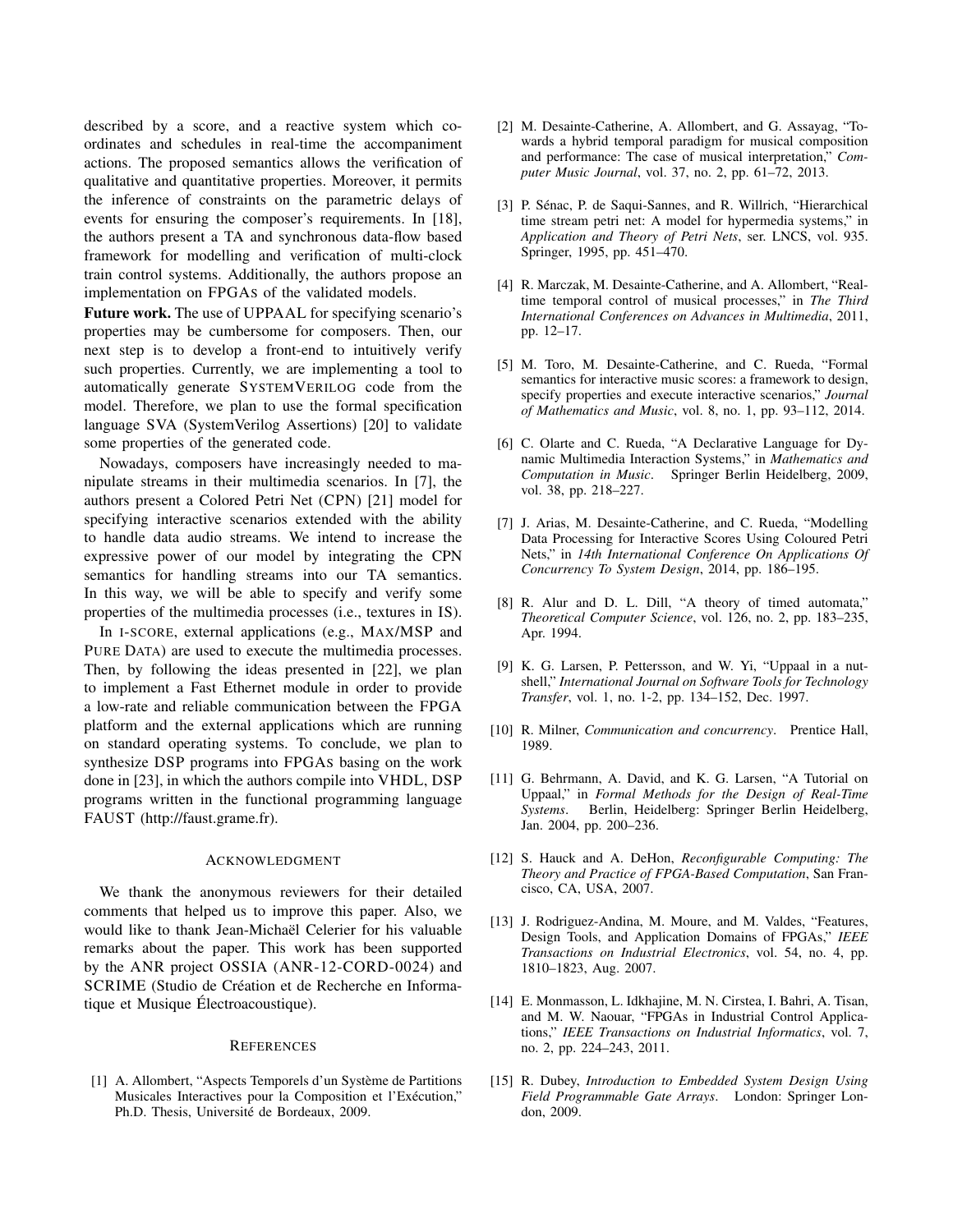described by a score, and a reactive system which coordinates and schedules in real-time the accompaniment actions. The proposed semantics allows the verification of qualitative and quantitative properties. Moreover, it permits the inference of constraints on the parametric delays of events for ensuring the composer's requirements. In [18], the authors present a TA and synchronous data-flow based framework for modelling and verification of multi-clock train control systems. Additionally, the authors propose an implementation on FPGAS of the validated models.

**Future work.** The use of UPPAAL for specifying scenario's properties may be cumbersome for composers. Then, our next step is to develop a front-end to intuitively verify such properties. Currently, we are implementing a tool to automatically generate SYSTEMVERILOG code from the model. Therefore, we plan to use the formal specification language SVA (SystemVerilog Assertions) [20] to validate some properties of the generated code.

Nowadays, composers have increasingly needed to manipulate streams in their multimedia scenarios. In [7], the authors present a Colored Petri Net (CPN) [21] model for specifying interactive scenarios extended with the ability to handle data audio streams. We intend to increase the expressive power of our model by integrating the CPN semantics for handling streams into our TA semantics. In this way, we will be able to specify and verify some properties of the multimedia processes (i.e., textures in IS).

In I-SCORE, external applications (e.g., MAX/MSP and PURE DATA) are used to execute the multimedia processes. Then, by following the ideas presented in [22], we plan to implement a Fast Ethernet module in order to provide a low-rate and reliable communication between the FPGA platform and the external applications which are running on standard operating systems. To conclude, we plan to synthesize DSP programs into FPGAS basing on the work done in [23], in which the authors compile into VHDL, DSP programs written in the functional programming language FAUST (http://faust.grame.fr).

## ACKNOWLEDGMENT

We thank the anonymous reviewers for their detailed comments that helped us to improve this paper. Also, we would like to thank Jean-Michaël Celerier for his valuable remarks about the paper. This work has been supported by the ANR project OSSIA (ANR-12-CORD-0024) and SCRIME (Studio de Création et de Recherche en Informatique et Musique Électroacoustique).

## REFERENCES

[1] A. Allombert, "Aspects Temporels d'un Système de Partitions Musicales Interactives pour la Composition et l'Exécution," Ph.D. Thesis, Université de Bordeaux, 2009.

[2] M. Desainte-Catherine, A. Allombert, and G. Assayag, "Towards a hybrid temporal paradigm for musical composition and performance: The case of musical interpretation," *Computer Music Journal*, vol. 37, no. 2, pp. 61–72, 2013.

[3] P. Sénac, P. de Saqui-Sannes, and R. Willrich, "Hierarchical time stream petri net: A model for hypermedia systems," in *Application and Theory of Petri Nets*, ser. LNCS, vol. 935. Springer, 1995, pp. 451–470.

[4] R. Marczak, M. Desainte-Catherine, and A. Allombert, "Real-time temporal control of musical processes," in *The Third International Conferences on Advances in Multimedia*, 2011, pp. 12–17.

[5] M. Toro, M. Desainte-Catherine, and C. Rueda, "Formal semantics for interactive music scores: a framework to design, specify properties and execute interactive scenarios," *Journal of Mathematics and Music*, vol. 8, no. 1, pp. 93–112, 2014.

[6] C. Olarte and C. Rueda, "A Declarative Language for Dynamic Multimedia Interaction Systems," in *Mathematics and Computation in Music*. Springer Berlin Heidelberg, 2009, vol. 38, pp. 218–227.

[7] J. Arias, M. Desainte-Catherine, and C. Rueda, "Modelling Data Processing for Interactive Scores Using Coloured Petri Nets," in *14th International Conference On Applications Of Concurrency To System Design*, 2014, pp. 186–195.

[8] R. Alur and D. L. Dill, "A theory of timed automata," *Theoretical Computer Science*, vol. 126, no. 2, pp. 183–235, Apr. 1994.

[9] K. G. Larsen, P. Pettersson, and W. Yi, "Uppaal in a nutshell," *International Journal on Software Tools for Technology Transfer*, vol. 1, no. 1-2, pp. 134–152, Dec. 1997.

[10] R. Milner, *Communication and concurrency*. Prentice Hall, 1989.

[11] G. Behrmann, A. David, and K. G. Larsen, "A Tutorial on Uppaal," in *Formal Methods for the Design of Real-Time Systems*. Berlin, Heidelberg: Springer Berlin Heidelberg, Jan. 2004, pp. 200–236.

[12] S. Hauck and A. DeHon, *Reconfigurable Computing: The Theory and Practice of FPGA-Based Computation*, San Francisco, CA, USA, 2007.

[13] J. Rodriguez-Andina, M. Moure, and M. Valdes, "Features, Design Tools, and Application Domains of FPGAs," *IEEE Transactions on Industrial Electronics*, vol. 54, no. 4, pp. 1810–1823, Aug. 2007.

[14] E. Monmasson, L. Idkhajine, M. N. Cirstea, I. Bahri, A. Tisan, and M. W. Naouar, "FPGAs in Industrial Control Applications," *IEEE Transactions on Industrial Informatics*, vol. 7, no. 2, pp. 224–243, 2011.

[15] R. Dubey, *Introduction to Embedded System Design Using Field Programmable Gate Arrays*. London: Springer London, 2009.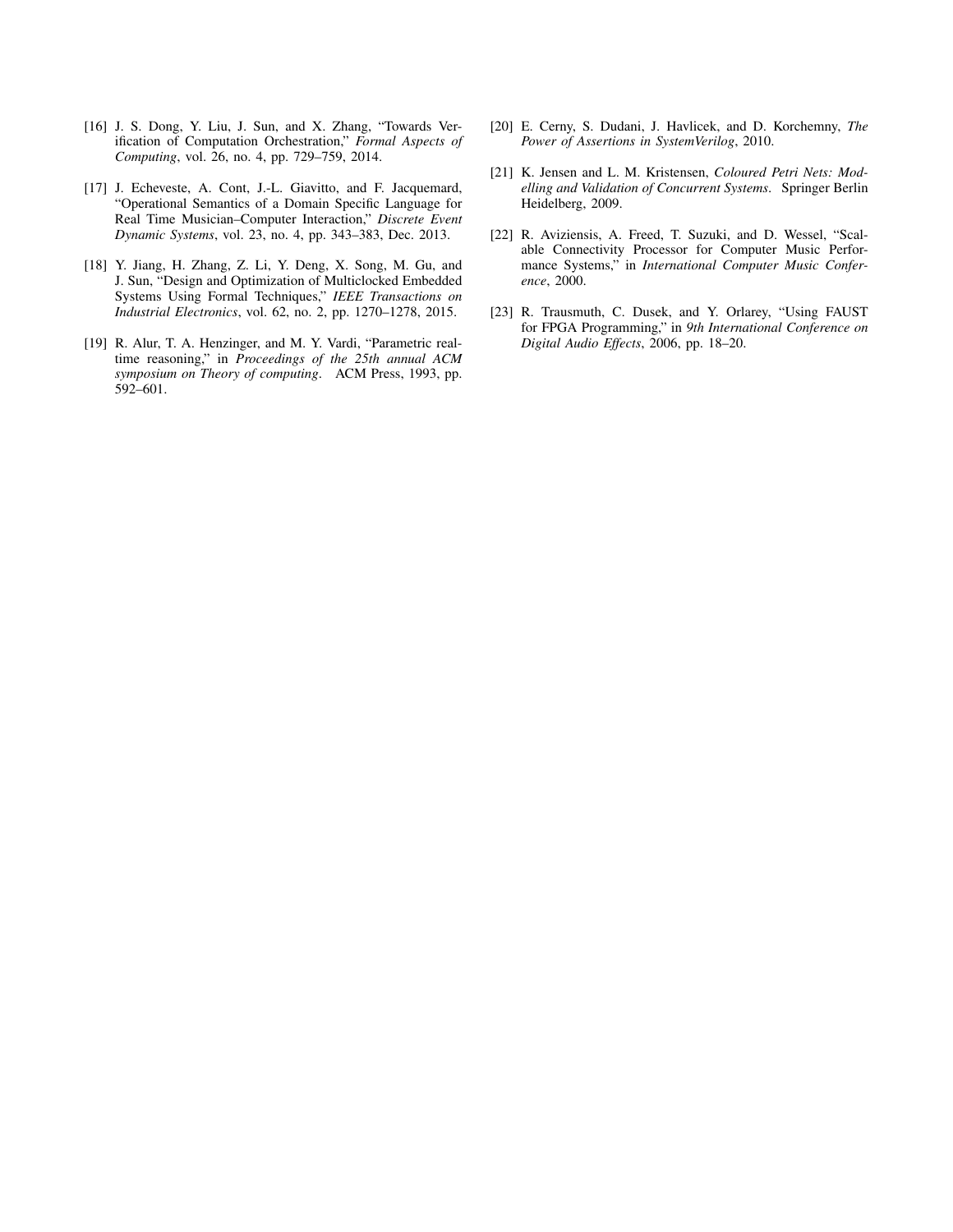[16] J. S. Dong, Y. Liu, J. Sun, and X. Zhang, "Towards Verification of Computation Orchestration," *Formal Aspects of Computing*, vol. 26, no. 4, pp. 729–759, 2014.

[17] J. Echeveste, A. Cont, J.-L. Giavitto, and F. Jacquemard, "Operational Semantics of a Domain Specific Language for Real Time Musician–Computer Interaction," *Discrete Event Dynamic Systems*, vol. 23, no. 4, pp. 343–383, Dec. 2013.

[18] Y. Jiang, H. Zhang, Z. Li, Y. Deng, X. Song, M. Gu, and J. Sun, "Design and Optimization of Multiclocked Embedded Systems Using Formal Techniques," *IEEE Transactions on Industrial Electronics*, vol. 62, no. 2, pp. 1270–1278, 2015.

[19] R. Alur, T. A. Henzinger, and M. Y. Vardi, "Parametric real-time reasoning," in *Proceedings of the 25th annual ACM symposium on Theory of computing*. ACM Press, 1993, pp. 592–601.

[20] E. Cerny, S. Dudani, J. Havlicek, and D. Korchemny, *The Power of Assertions in SystemVerilog*, 2010.

[21] K. Jensen and L. M. Kristensen, *Coloured Petri Nets: Modelling and Validation of Concurrent Systems*. Springer Berlin Heidelberg, 2009.

[22] R. Aviziensis, A. Freed, T. Suzuki, and D. Wessel, "Scalable Connectivity Processor for Computer Music Performance Systems," in *International Computer Music Conference*, 2000.

[23] R. Trausmuth, C. Dusek, and Y. Orlarey, "Using FAUST for FPGA Programming," in *9th International Conference on Digital Audio Effects*, 2006, pp. 18–20.